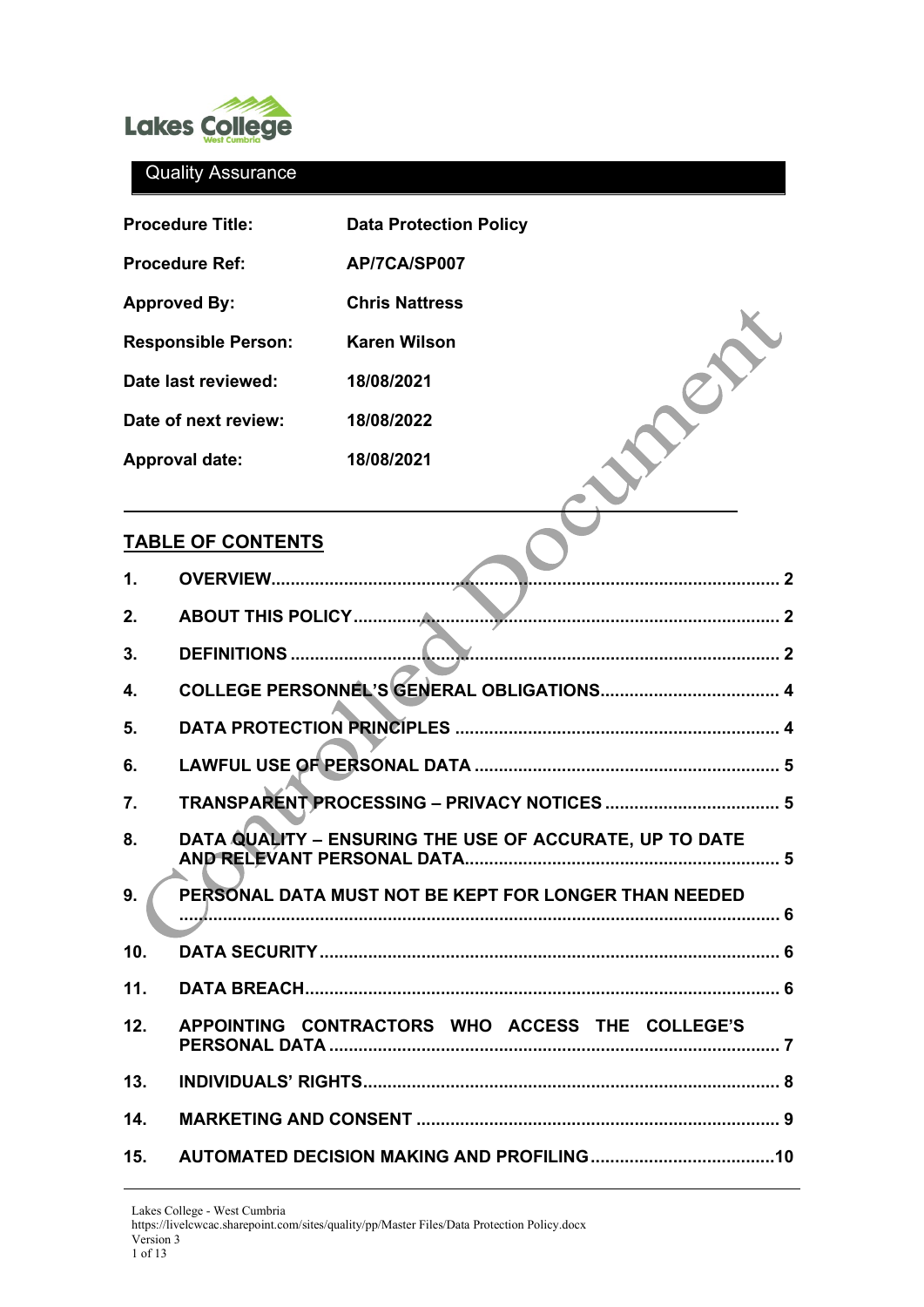Lakes College West Cumbria

Quality Assurance

| | |
|---|---|
| **Procedure Title:** | **Data Protection Policy** |
| **Procedure Ref:** | **AP/7CA/SP007** |
| **Approved By:** | **Chris Nattress** |
| **Responsible Person:** | **Karen Wilson** |
| **Date last reviewed:** | **18/08/2021** |
| **Date of next review:** | **18/08/2022** |
| **Approval date:** | **18/08/2021** |

Controlled Document

## TABLE OF CONTENTS

1. **OVERVIEW** ........ 2
2. **ABOUT THIS POLICY** ........ 2
3. **DEFINITIONS** ........ 2
4. **COLLEGE PERSONNEL'S GENERAL OBLIGATIONS** ........ 4
5. **DATA PROTECTION PRINCIPLES** ........ 4
6. **LAWFUL USE OF PERSONAL DATA** ........ 5
7. **TRANSPARENT PROCESSING – PRIVACY NOTICES** ........ 5
8. **DATA QUALITY – ENSURING THE USE OF ACCURATE, UP TO DATE AND RELEVANT PERSONAL DATA** ........ 5
9. **PERSONAL DATA MUST NOT BE KEPT FOR LONGER THAN NEEDED** ........ 6
10. **DATA SECURITY** ........ 6
11. **DATA BREACH** ........ 6
12. **APPOINTING CONTRACTORS WHO ACCESS THE COLLEGE'S PERSONAL DATA** ........ 7
13. **INDIVIDUALS' RIGHTS** ........ 8
14. **MARKETING AND CONSENT** ........ 9
15. **AUTOMATED DECISION MAKING AND PROFILING** ........ 10

Lakes College - West Cumbria
https://livelcwcac.sharepoint.com/sites/quality/pp/Master Files/Data Protection Policy.docx
Version 3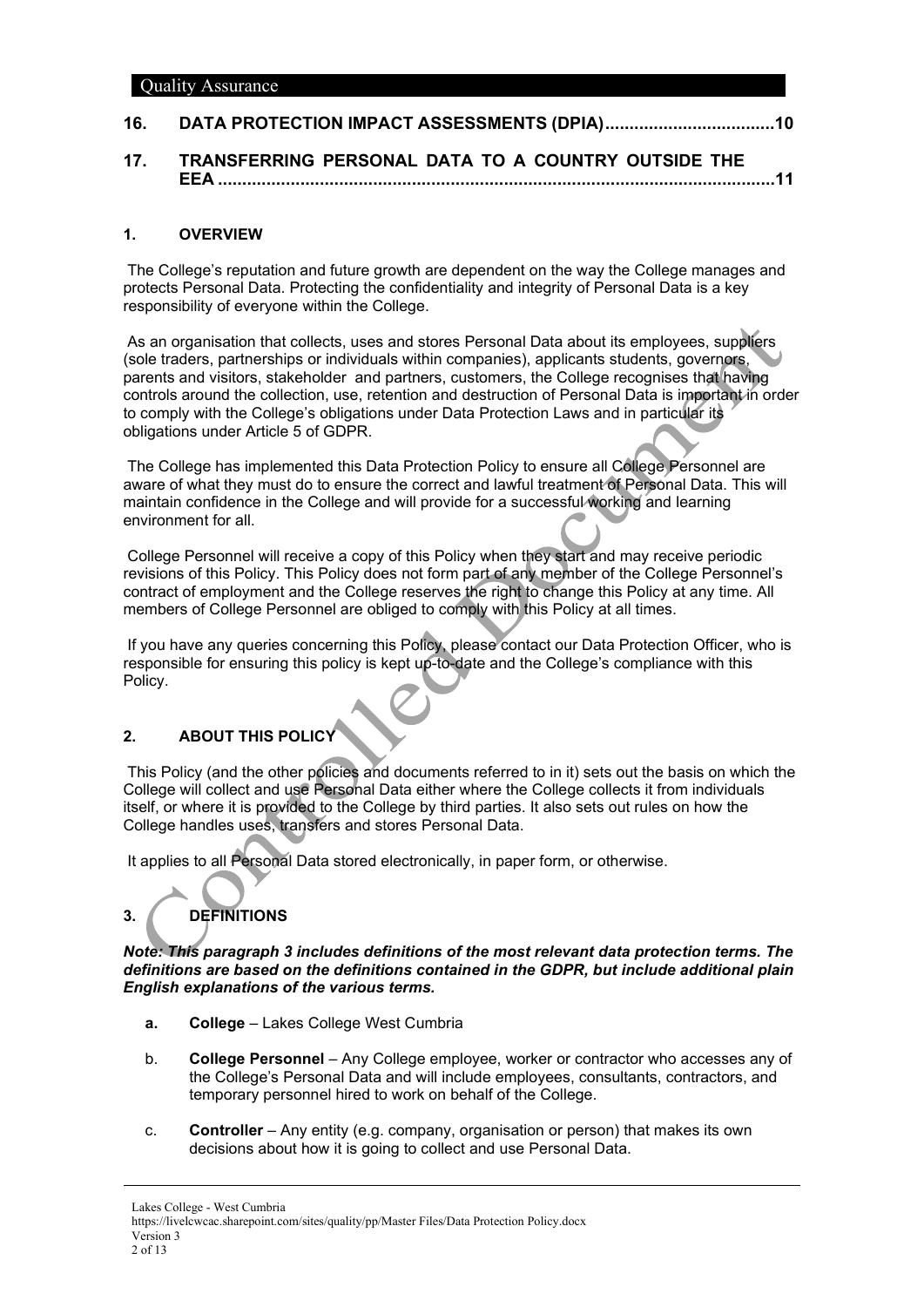**16. DATA PROTECTION IMPACT ASSESSMENTS (DPIA) ..................................10**

**17. TRANSFERRING PERSONAL DATA TO A COUNTRY OUTSIDE THE EEA .................................................................................................................11**

## 1. OVERVIEW

The College's reputation and future growth are dependent on the way the College manages and protects Personal Data. Protecting the confidentiality and integrity of Personal Data is a key responsibility of everyone within the College.

As an organisation that collects, uses and stores Personal Data about its employees, suppliers (sole traders, partnerships or individuals within companies), applicants students, governors, parents and visitors, stakeholder and partners, customers, the College recognises that having controls around the collection, use, retention and destruction of Personal Data is important in order to comply with the College's obligations under Data Protection Laws and in particular its obligations under Article 5 of GDPR.

The College has implemented this Data Protection Policy to ensure all College Personnel are aware of what they must do to ensure the correct and lawful treatment of Personal Data. This will maintain confidence in the College and will provide for a successful working and learning environment for all.

College Personnel will receive a copy of this Policy when they start and may receive periodic revisions of this Policy. This Policy does not form part of any member of the College Personnel's contract of employment and the College reserves the right to change this Policy at any time. All members of College Personnel are obliged to comply with this Policy at all times.

If you have any queries concerning this Policy, please contact our Data Protection Officer, who is responsible for ensuring this policy is kept up-to-date and the College's compliance with this Policy.

## 2. ABOUT THIS POLICY

This Policy (and the other policies and documents referred to in it) sets out the basis on which the College will collect and use Personal Data either where the College collects it from individuals itself, or where it is provided to the College by third parties. It also sets out rules on how the College handles uses, transfers and stores Personal Data.

It applies to all Personal Data stored electronically, in paper form, or otherwise.

## 3. DEFINITIONS

***Note: This paragraph 3 includes definitions of the most relevant data protection terms. The definitions are based on the definitions contained in the GDPR, but include additional plain English explanations of the various terms.***

**a. College** – Lakes College West Cumbria

b. **College Personnel** – Any College employee, worker or contractor who accesses any of the College's Personal Data and will include employees, consultants, contractors, and temporary personnel hired to work on behalf of the College.

c. **Controller** – Any entity (e.g. company, organisation or person) that makes its own decisions about how it is going to collect and use Personal Data.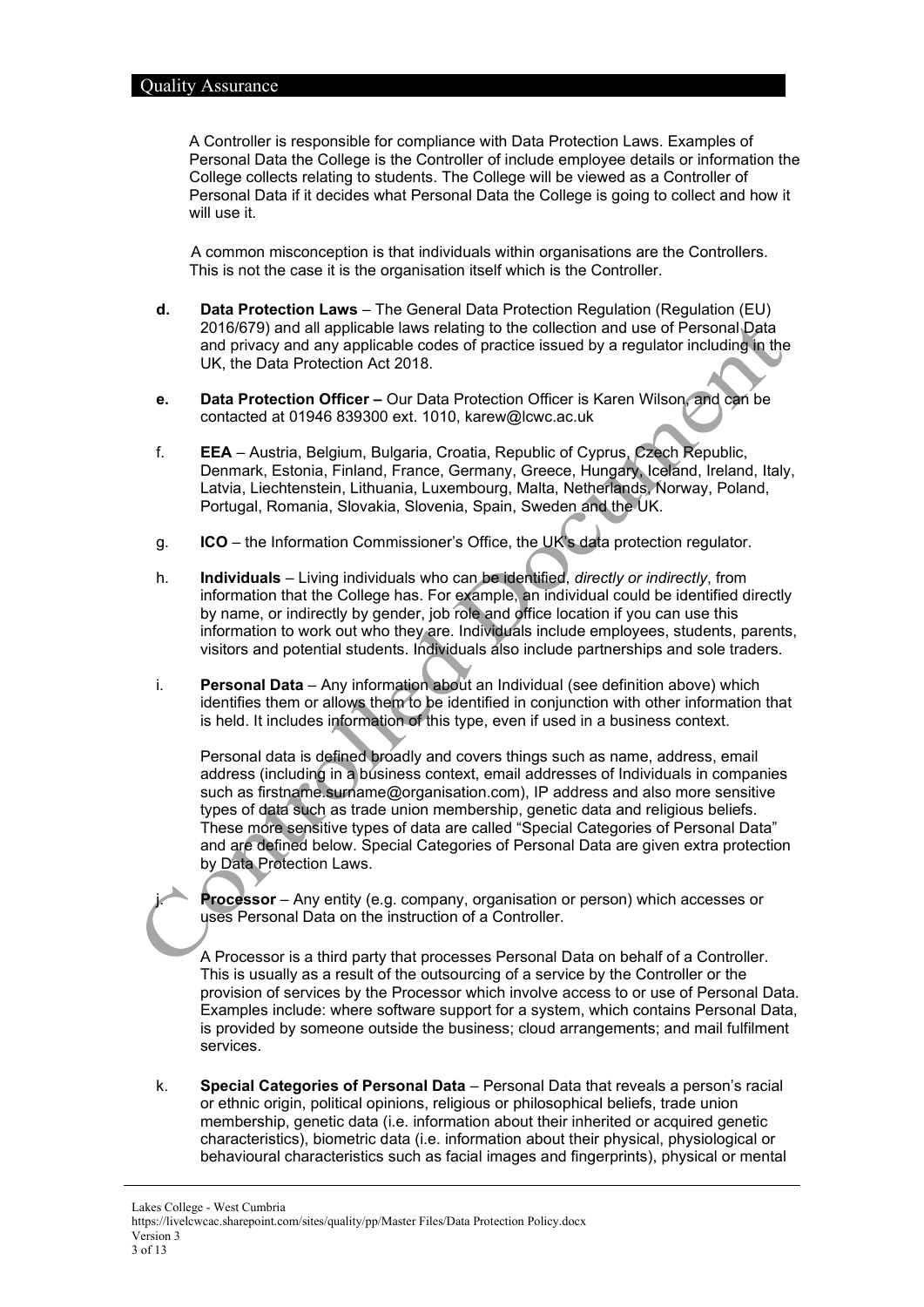A Controller is responsible for compliance with Data Protection Laws. Examples of Personal Data the College is the Controller of include employee details or information the College collects relating to students. The College will be viewed as a Controller of Personal Data if it decides what Personal Data the College is going to collect and how it will use it.

A common misconception is that individuals within organisations are the Controllers. This is not the case it is the organisation itself which is the Controller.

**d.** **Data Protection Laws** – The General Data Protection Regulation (Regulation (EU) 2016/679) and all applicable laws relating to the collection and use of Personal Data and privacy and any applicable codes of practice issued by a regulator including in the UK, the Data Protection Act 2018.

**e.** **Data Protection Officer –** Our Data Protection Officer is Karen Wilson, and can be contacted at 01946 839300 ext. 1010, karew@lcwc.ac.uk

f. **EEA** – Austria, Belgium, Bulgaria, Croatia, Republic of Cyprus, Czech Republic, Denmark, Estonia, Finland, France, Germany, Greece, Hungary, Iceland, Ireland, Italy, Latvia, Liechtenstein, Lithuania, Luxembourg, Malta, Netherlands, Norway, Poland, Portugal, Romania, Slovakia, Slovenia, Spain, Sweden and the UK.

g. **ICO** – the Information Commissioner's Office, the UK's data protection regulator.

h. **Individuals** – Living individuals who can be identified, *directly or indirectly*, from information that the College has. For example, an individual could be identified directly by name, or indirectly by gender, job role and office location if you can use this information to work out who they are. Individuals include employees, students, parents, visitors and potential students. Individuals also include partnerships and sole traders.

i. **Personal Data** – Any information about an Individual (see definition above) which identifies them or allows them to be identified in conjunction with other information that is held. It includes information of this type, even if used in a business context.

Personal data is defined broadly and covers things such as name, address, email address (including in a business context, email addresses of Individuals in companies such as firstname.surname@organisation.com), IP address and also more sensitive types of data such as trade union membership, genetic data and religious beliefs. These more sensitive types of data are called "Special Categories of Personal Data" and are defined below. Special Categories of Personal Data are given extra protection by Data Protection Laws.

j. **Processor** – Any entity (e.g. company, organisation or person) which accesses or uses Personal Data on the instruction of a Controller.

A Processor is a third party that processes Personal Data on behalf of a Controller. This is usually as a result of the outsourcing of a service by the Controller or the provision of services by the Processor which involve access to or use of Personal Data. Examples include: where software support for a system, which contains Personal Data, is provided by someone outside the business; cloud arrangements; and mail fulfilment services.

k. **Special Categories of Personal Data** – Personal Data that reveals a person's racial or ethnic origin, political opinions, religious or philosophical beliefs, trade union membership, genetic data (i.e. information about their inherited or acquired genetic characteristics), biometric data (i.e. information about their physical, physiological or behavioural characteristics such as facial images and fingerprints), physical or mental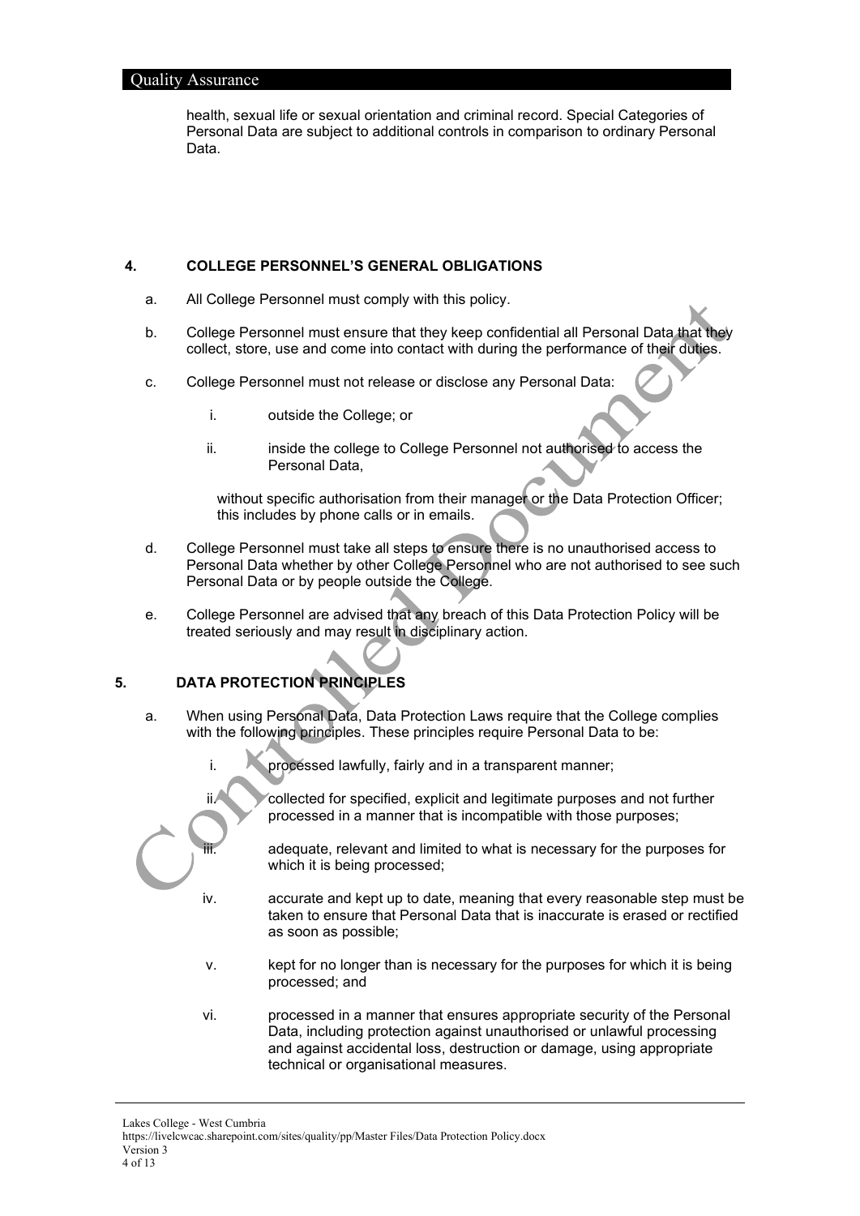health, sexual life or sexual orientation and criminal record. Special Categories of Personal Data are subject to additional controls in comparison to ordinary Personal Data.

## 4. COLLEGE PERSONNEL'S GENERAL OBLIGATIONS

a. All College Personnel must comply with this policy.

b. College Personnel must ensure that they keep confidential all Personal Data that they collect, store, use and come into contact with during the performance of their duties.

c. College Personnel must not release or disclose any Personal Data:

   i. outside the College; or

   ii. inside the college to College Personnel not authorised to access the Personal Data,

   without specific authorisation from their manager or the Data Protection Officer; this includes by phone calls or in emails.

d. College Personnel must take all steps to ensure there is no unauthorised access to Personal Data whether by other College Personnel who are not authorised to see such Personal Data or by people outside the College.

e. College Personnel are advised that any breach of this Data Protection Policy will be treated seriously and may result in disciplinary action.

## 5. DATA PROTECTION PRINCIPLES

a. When using Personal Data, Data Protection Laws require that the College complies with the following principles. These principles require Personal Data to be:

   i. processed lawfully, fairly and in a transparent manner;

   ii. collected for specified, explicit and legitimate purposes and not further processed in a manner that is incompatible with those purposes;

   iii. adequate, relevant and limited to what is necessary for the purposes for which it is being processed;

   iv. accurate and kept up to date, meaning that every reasonable step must be taken to ensure that Personal Data that is inaccurate is erased or rectified as soon as possible;

   v. kept for no longer than is necessary for the purposes for which it is being processed; and

   vi. processed in a manner that ensures appropriate security of the Personal Data, including protection against unauthorised or unlawful processing and against accidental loss, destruction or damage, using appropriate technical or organisational measures.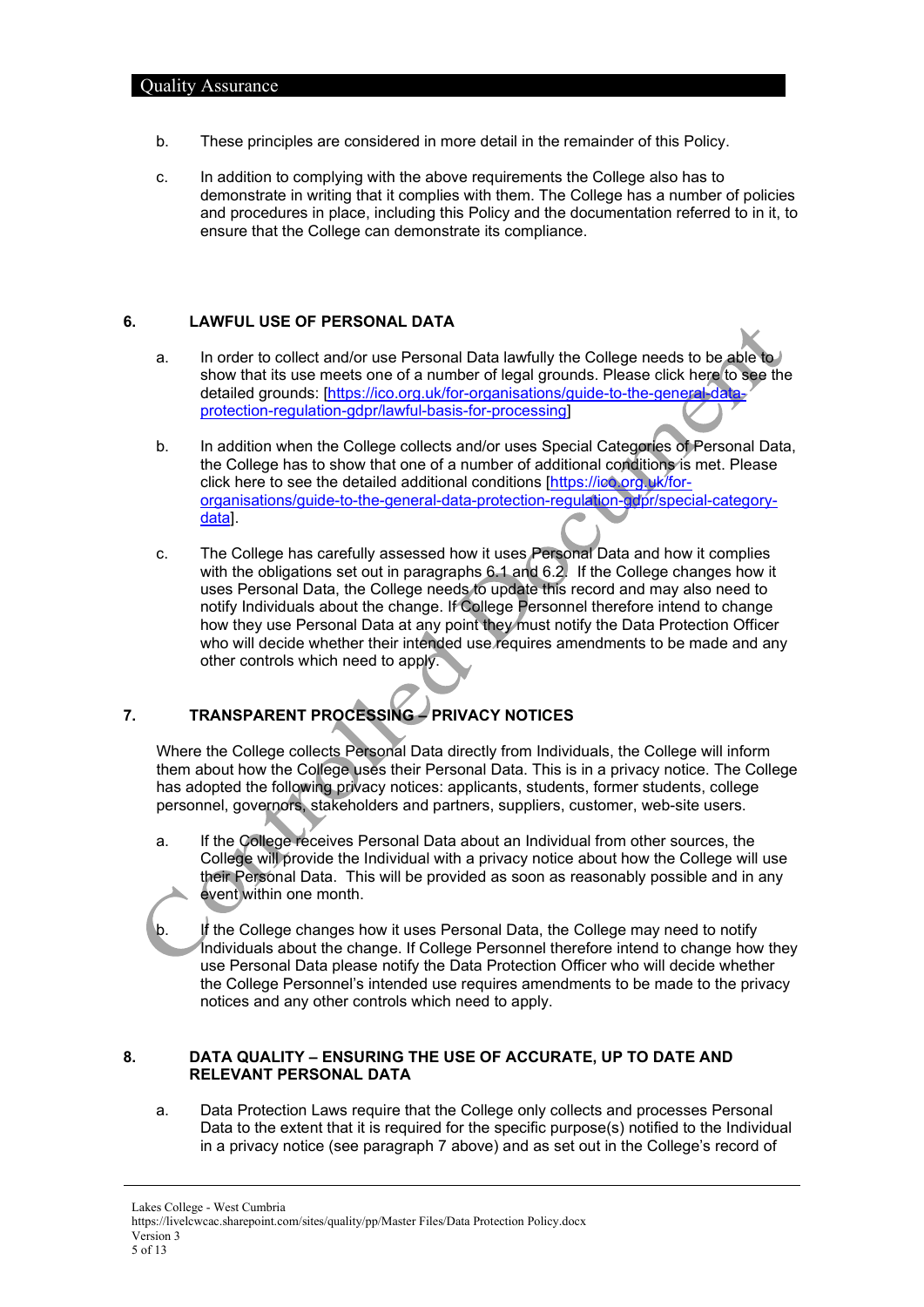b. These principles are considered in more detail in the remainder of this Policy.

c. In addition to complying with the above requirements the College also has to demonstrate in writing that it complies with them. The College has a number of policies and procedures in place, including this Policy and the documentation referred to in it, to ensure that the College can demonstrate its compliance.

## 6. LAWFUL USE OF PERSONAL DATA

a. In order to collect and/or use Personal Data lawfully the College needs to be able to show that its use meets one of a number of legal grounds. Please click here to see the detailed grounds: [https://ico.org.uk/for-organisations/guide-to-the-general-data-protection-regulation-gdpr/lawful-basis-for-processing]

b. In addition when the College collects and/or uses Special Categories of Personal Data, the College has to show that one of a number of additional conditions is met. Please click here to see the detailed additional conditions [https://ico.org.uk/for-organisations/guide-to-the-general-data-protection-regulation-gdpr/special-category-data].

c. The College has carefully assessed how it uses Personal Data and how it complies with the obligations set out in paragraphs 6.1 and 6.2. If the College changes how it uses Personal Data, the College needs to update this record and may also need to notify Individuals about the change. If College Personnel therefore intend to change how they use Personal Data at any point they must notify the Data Protection Officer who will decide whether their intended use requires amendments to be made and any other controls which need to apply.

## 7. TRANSPARENT PROCESSING – PRIVACY NOTICES

Where the College collects Personal Data directly from Individuals, the College will inform them about how the College uses their Personal Data. This is in a privacy notice. The College has adopted the following privacy notices: applicants, students, former students, college personnel, governors, stakeholders and partners, suppliers, customer, web-site users.

a. If the College receives Personal Data about an Individual from other sources, the College will provide the Individual with a privacy notice about how the College will use their Personal Data. This will be provided as soon as reasonably possible and in any event within one month.

b. If the College changes how it uses Personal Data, the College may need to notify Individuals about the change. If College Personnel therefore intend to change how they use Personal Data please notify the Data Protection Officer who will decide whether the College Personnel's intended use requires amendments to be made to the privacy notices and any other controls which need to apply.

## 8. DATA QUALITY – ENSURING THE USE OF ACCURATE, UP TO DATE AND RELEVANT PERSONAL DATA

a. Data Protection Laws require that the College only collects and processes Personal Data to the extent that it is required for the specific purpose(s) notified to the Individual in a privacy notice (see paragraph 7 above) and as set out in the College's record of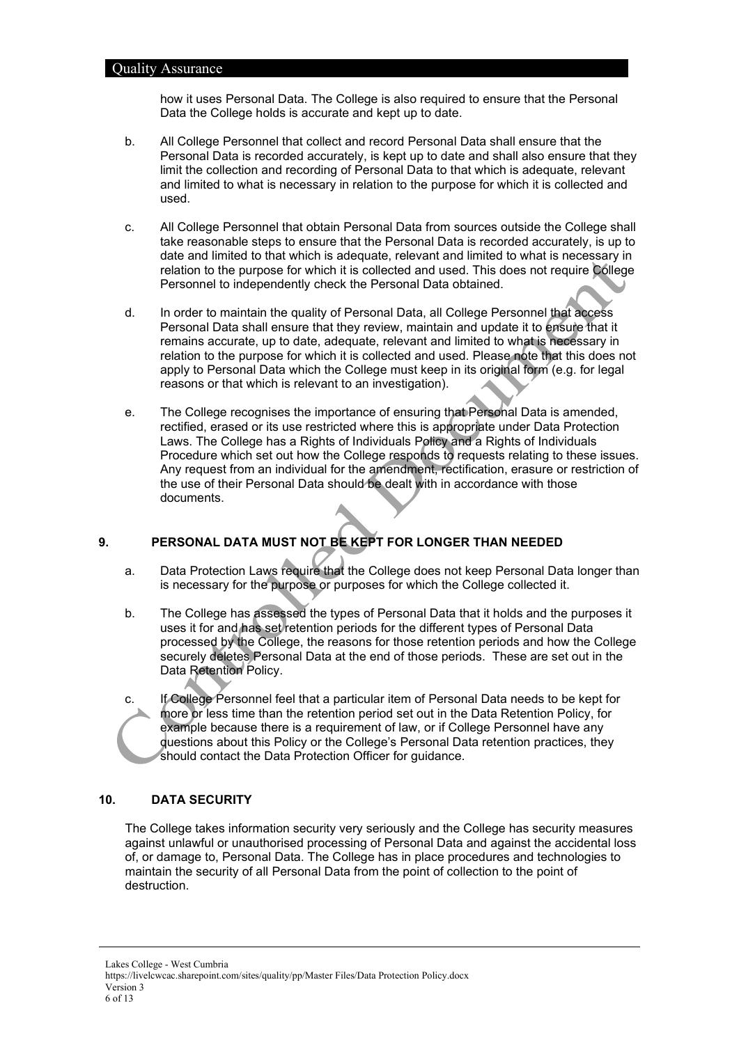how it uses Personal Data. The College is also required to ensure that the Personal Data the College holds is accurate and kept up to date.

b. All College Personnel that collect and record Personal Data shall ensure that the Personal Data is recorded accurately, is kept up to date and shall also ensure that they limit the collection and recording of Personal Data to that which is adequate, relevant and limited to what is necessary in relation to the purpose for which it is collected and used.

c. All College Personnel that obtain Personal Data from sources outside the College shall take reasonable steps to ensure that the Personal Data is recorded accurately, is up to date and limited to that which is adequate, relevant and limited to what is necessary in relation to the purpose for which it is collected and used. This does not require College Personnel to independently check the Personal Data obtained.

d. In order to maintain the quality of Personal Data, all College Personnel that access Personal Data shall ensure that they review, maintain and update it to ensure that it remains accurate, up to date, adequate, relevant and limited to what is necessary in relation to the purpose for which it is collected and used. Please note that this does not apply to Personal Data which the College must keep in its original form (e.g. for legal reasons or that which is relevant to an investigation).

e. The College recognises the importance of ensuring that Personal Data is amended, rectified, erased or its use restricted where this is appropriate under Data Protection Laws. The College has a Rights of Individuals Policy and a Rights of Individuals Procedure which set out how the College responds to requests relating to these issues. Any request from an individual for the amendment, rectification, erasure or restriction of the use of their Personal Data should be dealt with in accordance with those documents.

## 9. PERSONAL DATA MUST NOT BE KEPT FOR LONGER THAN NEEDED

a. Data Protection Laws require that the College does not keep Personal Data longer than is necessary for the purpose or purposes for which the College collected it.

b. The College has assessed the types of Personal Data that it holds and the purposes it uses it for and has set retention periods for the different types of Personal Data processed by the College, the reasons for those retention periods and how the College securely deletes Personal Data at the end of those periods. These are set out in the Data Retention Policy.

c. If College Personnel feel that a particular item of Personal Data needs to be kept for more or less time than the retention period set out in the Data Retention Policy, for example because there is a requirement of law, or if College Personnel have any questions about this Policy or the College's Personal Data retention practices, they should contact the Data Protection Officer for guidance.

## 10. DATA SECURITY

The College takes information security very seriously and the College has security measures against unlawful or unauthorised processing of Personal Data and against the accidental loss of, or damage to, Personal Data. The College has in place procedures and technologies to maintain the security of all Personal Data from the point of collection to the point of destruction.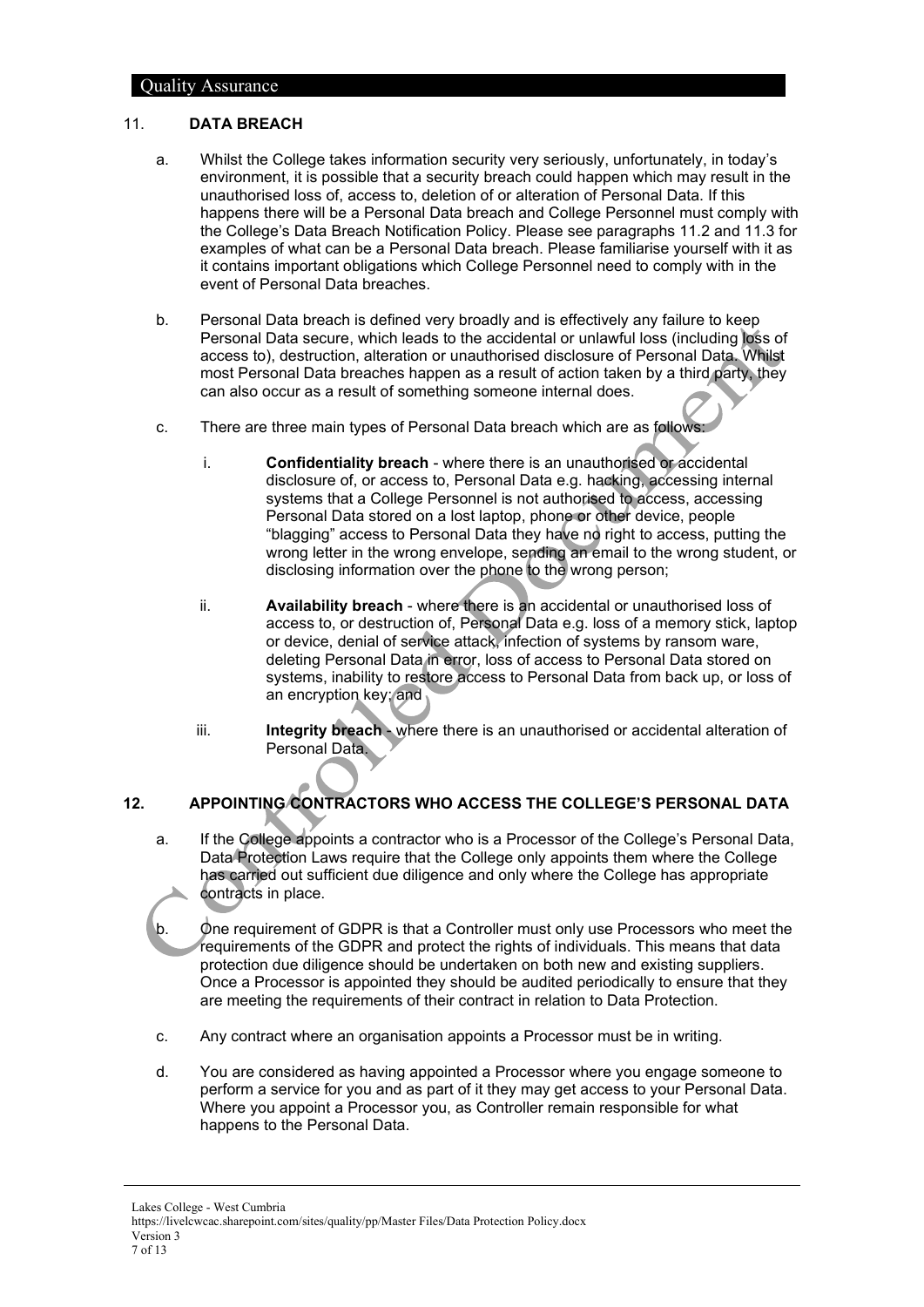## 11. DATA BREACH

a. Whilst the College takes information security very seriously, unfortunately, in today's environment, it is possible that a security breach could happen which may result in the unauthorised loss of, access to, deletion of or alteration of Personal Data. If this happens there will be a Personal Data breach and College Personnel must comply with the College's Data Breach Notification Policy. Please see paragraphs 11.2 and 11.3 for examples of what can be a Personal Data breach. Please familiarise yourself with it as it contains important obligations which College Personnel need to comply with in the event of Personal Data breaches.

b. Personal Data breach is defined very broadly and is effectively any failure to keep Personal Data secure, which leads to the accidental or unlawful loss (including loss of access to), destruction, alteration or unauthorised disclosure of Personal Data. Whilst most Personal Data breaches happen as a result of action taken by a third party, they can also occur as a result of something someone internal does.

c. There are three main types of Personal Data breach which are as follows:

   i. **Confidentiality breach** - where there is an unauthorised or accidental disclosure of, or access to, Personal Data e.g. hacking, accessing internal systems that a College Personnel is not authorised to access, accessing Personal Data stored on a lost laptop, phone or other device, people "blagging" access to Personal Data they have no right to access, putting the wrong letter in the wrong envelope, sending an email to the wrong student, or disclosing information over the phone to the wrong person;

   ii. **Availability breach** - where there is an accidental or unauthorised loss of access to, or destruction of, Personal Data e.g. loss of a memory stick, laptop or device, denial of service attack, infection of systems by ransom ware, deleting Personal Data in error, loss of access to Personal Data stored on systems, inability to restore access to Personal Data from back up, or loss of an encryption key; and

   iii. **Integrity breach** - where there is an unauthorised or accidental alteration of Personal Data.

## 12. APPOINTING CONTRACTORS WHO ACCESS THE COLLEGE'S PERSONAL DATA

a. If the College appoints a contractor who is a Processor of the College's Personal Data, Data Protection Laws require that the College only appoints them where the College has carried out sufficient due diligence and only where the College has appropriate contracts in place.

b. One requirement of GDPR is that a Controller must only use Processors who meet the requirements of the GDPR and protect the rights of individuals. This means that data protection due diligence should be undertaken on both new and existing suppliers. Once a Processor is appointed they should be audited periodically to ensure that they are meeting the requirements of their contract in relation to Data Protection.

c. Any contract where an organisation appoints a Processor must be in writing.

d. You are considered as having appointed a Processor where you engage someone to perform a service for you and as part of it they may get access to your Personal Data. Where you appoint a Processor you, as Controller remain responsible for what happens to the Personal Data.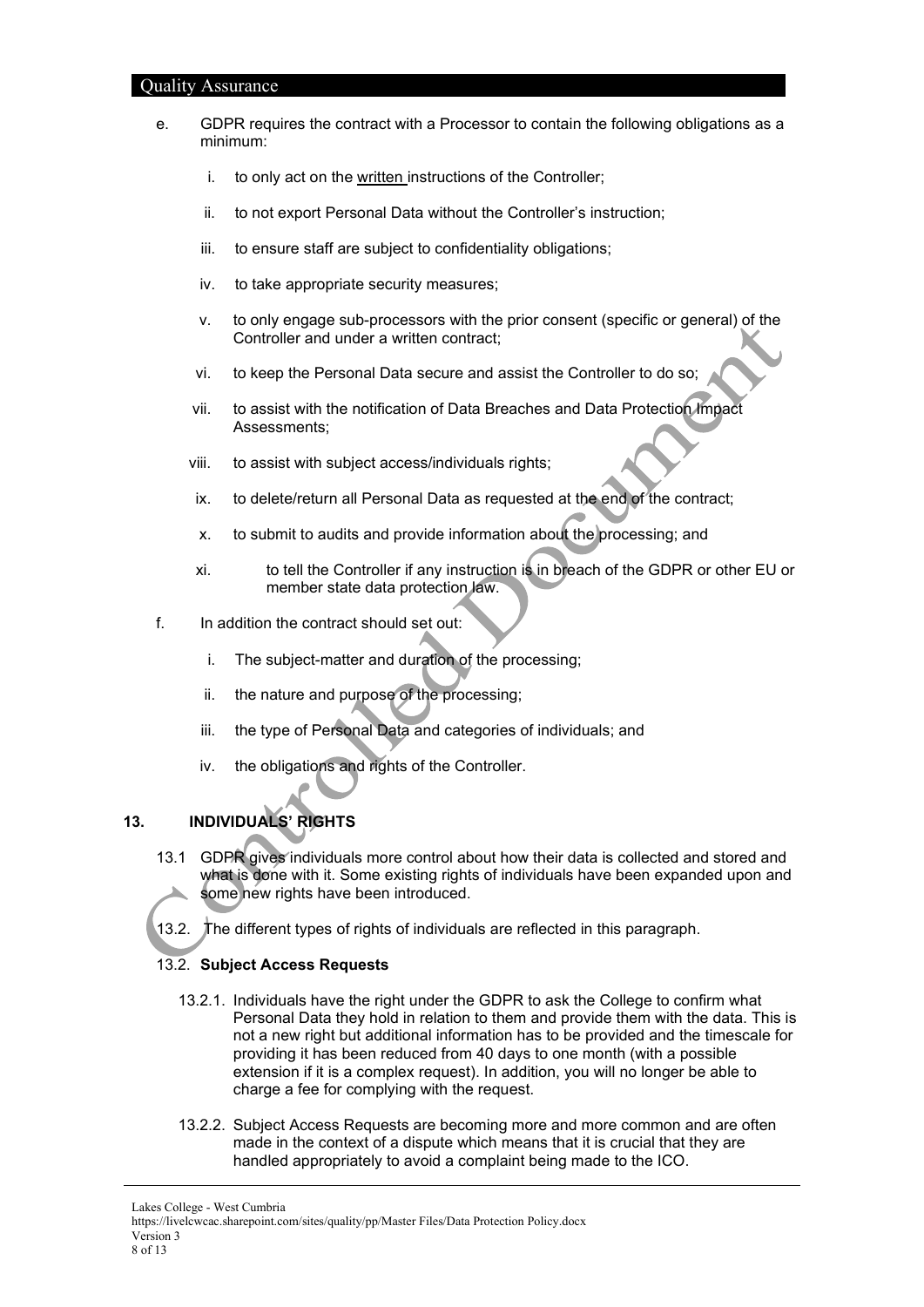e. GDPR requires the contract with a Processor to contain the following obligations as a minimum:

   i. to only act on the written instructions of the Controller;

   ii. to not export Personal Data without the Controller's instruction;

   iii. to ensure staff are subject to confidentiality obligations;

   iv. to take appropriate security measures;

   v. to only engage sub-processors with the prior consent (specific or general) of the Controller and under a written contract;

   vi. to keep the Personal Data secure and assist the Controller to do so;

   vii. to assist with the notification of Data Breaches and Data Protection Impact Assessments;

   viii. to assist with subject access/individuals rights;

   ix. to delete/return all Personal Data as requested at the end of the contract;

   x. to submit to audits and provide information about the processing; and

   xi. to tell the Controller if any instruction is in breach of the GDPR or other EU or member state data protection law.

f. In addition the contract should set out:

   i. The subject-matter and duration of the processing;

   ii. the nature and purpose of the processing;

   iii. the type of Personal Data and categories of individuals; and

   iv. the obligations and rights of the Controller.

## 13. INDIVIDUALS' RIGHTS

13.1 GDPR gives individuals more control about how their data is collected and stored and what is done with it. Some existing rights of individuals have been expanded upon and some new rights have been introduced.

13.2. The different types of rights of individuals are reflected in this paragraph.

### 13.2. Subject Access Requests

13.2.1. Individuals have the right under the GDPR to ask the College to confirm what Personal Data they hold in relation to them and provide them with the data. This is not a new right but additional information has to be provided and the timescale for providing it has been reduced from 40 days to one month (with a possible extension if it is a complex request). In addition, you will no longer be able to charge a fee for complying with the request.

13.2.2. Subject Access Requests are becoming more and more common and are often made in the context of a dispute which means that it is crucial that they are handled appropriately to avoid a complaint being made to the ICO.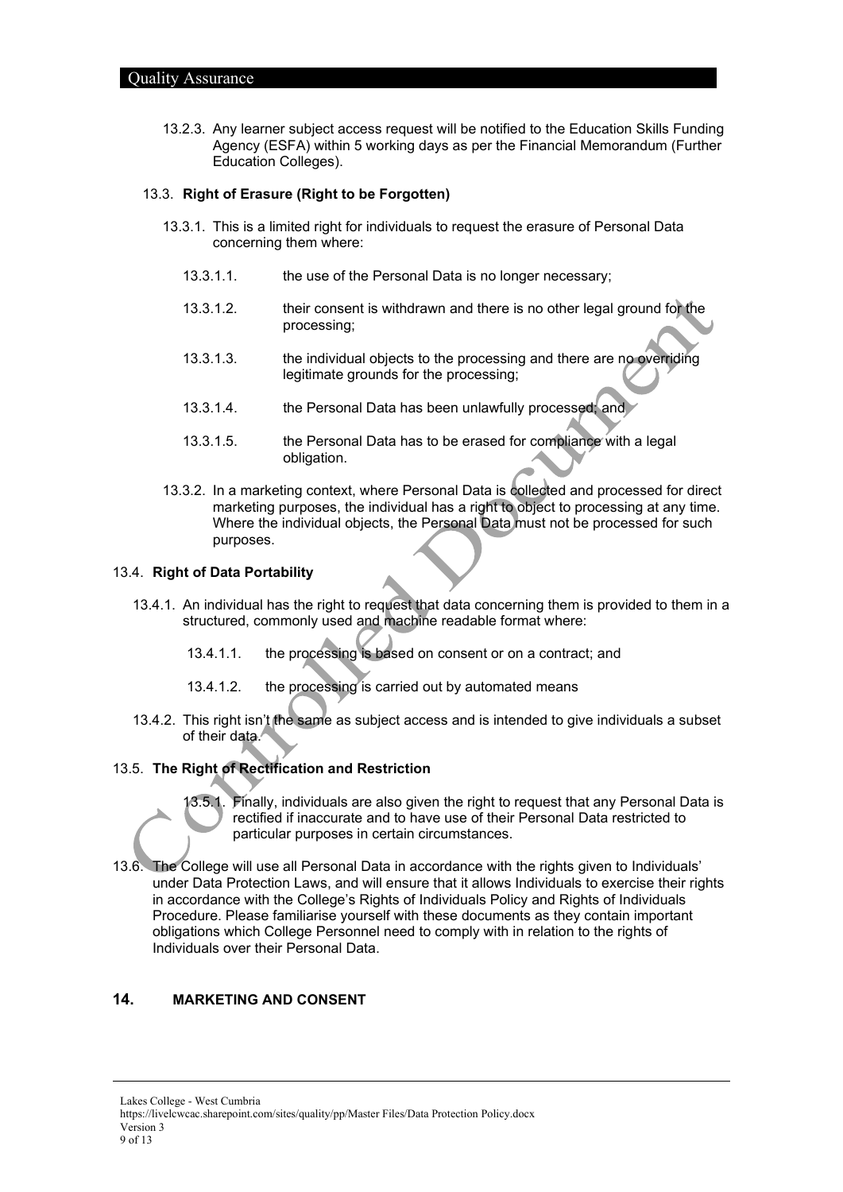13.2.3. Any learner subject access request will be notified to the Education Skills Funding Agency (ESFA) within 5 working days as per the Financial Memorandum (Further Education Colleges).

13.3. **Right of Erasure (Right to be Forgotten)**

13.3.1. This is a limited right for individuals to request the erasure of Personal Data concerning them where:

13.3.1.1. the use of the Personal Data is no longer necessary;

13.3.1.2. their consent is withdrawn and there is no other legal ground for the processing;

13.3.1.3. the individual objects to the processing and there are no overriding legitimate grounds for the processing;

13.3.1.4. the Personal Data has been unlawfully processed; and

13.3.1.5. the Personal Data has to be erased for compliance with a legal obligation.

13.3.2. In a marketing context, where Personal Data is collected and processed for direct marketing purposes, the individual has a right to object to processing at any time. Where the individual objects, the Personal Data must not be processed for such purposes.

13.4. **Right of Data Portability**

13.4.1. An individual has the right to request that data concerning them is provided to them in a structured, commonly used and machine readable format where:

13.4.1.1. the processing is based on consent or on a contract; and

13.4.1.2. the processing is carried out by automated means

13.4.2. This right isn't the same as subject access and is intended to give individuals a subset of their data.

13.5. **The Right of Rectification and Restriction**

13.5.1. Finally, individuals are also given the right to request that any Personal Data is rectified if inaccurate and to have use of their Personal Data restricted to particular purposes in certain circumstances.

13.6. The College will use all Personal Data in accordance with the rights given to Individuals' under Data Protection Laws, and will ensure that it allows Individuals to exercise their rights in accordance with the College's Rights of Individuals Policy and Rights of Individuals Procedure. Please familiarise yourself with these documents as they contain important obligations which College Personnel need to comply with in relation to the rights of Individuals over their Personal Data.

## 14. MARKETING AND CONSENT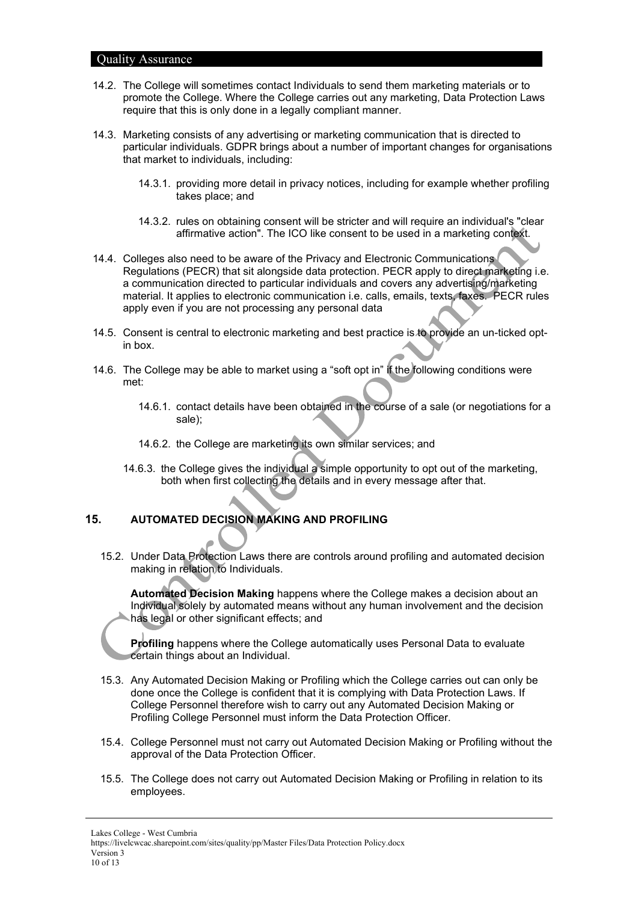14.2. The College will sometimes contact Individuals to send them marketing materials or to promote the College. Where the College carries out any marketing, Data Protection Laws require that this is only done in a legally compliant manner.

14.3. Marketing consists of any advertising or marketing communication that is directed to particular individuals. GDPR brings about a number of important changes for organisations that market to individuals, including:

- 14.3.1. providing more detail in privacy notices, including for example whether profiling takes place; and
- 14.3.2. rules on obtaining consent will be stricter and will require an individual's "clear affirmative action". The ICO like consent to be used in a marketing context.

14.4. Colleges also need to be aware of the Privacy and Electronic Communications Regulations (PECR) that sit alongside data protection. PECR apply to direct marketing i.e. a communication directed to particular individuals and covers any advertising/marketing material. It applies to electronic communication i.e. calls, emails, texts, faxes. PECR rules apply even if you are not processing any personal data

14.5. Consent is central to electronic marketing and best practice is to provide an un-ticked opt-in box.

14.6. The College may be able to market using a "soft opt in" if the following conditions were met:

- 14.6.1. contact details have been obtained in the course of a sale (or negotiations for a sale);
- 14.6.2. the College are marketing its own similar services; and
- 14.6.3. the College gives the individual a simple opportunity to opt out of the marketing, both when first collecting the details and in every message after that.

## 15. AUTOMATED DECISION MAKING AND PROFILING

15.2. Under Data Protection Laws there are controls around profiling and automated decision making in relation to Individuals.

**Automated Decision Making** happens where the College makes a decision about an Individual solely by automated means without any human involvement and the decision has legal or other significant effects; and

**Profiling** happens where the College automatically uses Personal Data to evaluate certain things about an Individual.

15.3. Any Automated Decision Making or Profiling which the College carries out can only be done once the College is confident that it is complying with Data Protection Laws. If College Personnel therefore wish to carry out any Automated Decision Making or Profiling College Personnel must inform the Data Protection Officer.

15.4. College Personnel must not carry out Automated Decision Making or Profiling without the approval of the Data Protection Officer.

15.5. The College does not carry out Automated Decision Making or Profiling in relation to its employees.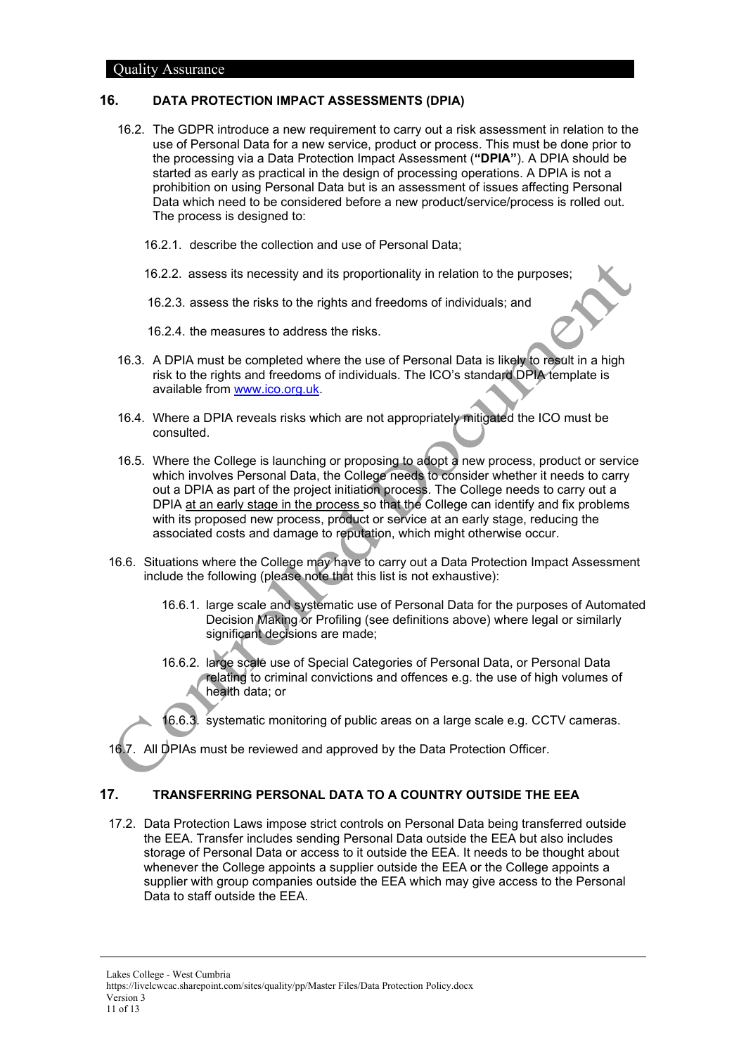## 16. DATA PROTECTION IMPACT ASSESSMENTS (DPIA)

16.2. The GDPR introduce a new requirement to carry out a risk assessment in relation to the use of Personal Data for a new service, product or process. This must be done prior to the processing via a Data Protection Impact Assessment (**"DPIA"**). A DPIA should be started as early as practical in the design of processing operations. A DPIA is not a prohibition on using Personal Data but is an assessment of issues affecting Personal Data which need to be considered before a new product/service/process is rolled out. The process is designed to:

16.2.1. describe the collection and use of Personal Data;

16.2.2. assess its necessity and its proportionality in relation to the purposes;

16.2.3. assess the risks to the rights and freedoms of individuals; and

16.2.4. the measures to address the risks.

16.3. A DPIA must be completed where the use of Personal Data is likely to result in a high risk to the rights and freedoms of individuals. The ICO's standard DPIA template is available from [www.ico.org.uk](http://www.ico.org.uk).

16.4. Where a DPIA reveals risks which are not appropriately mitigated the ICO must be consulted.

16.5. Where the College is launching or proposing to adopt a new process, product or service which involves Personal Data, the College needs to consider whether it needs to carry out a DPIA as part of the project initiation process. The College needs to carry out a DPIA <u>at an early stage in the process</u> so that the College can identify and fix problems with its proposed new process, product or service at an early stage, reducing the associated costs and damage to reputation, which might otherwise occur.

16.6. Situations where the College may have to carry out a Data Protection Impact Assessment include the following (please note that this list is not exhaustive):

16.6.1. large scale and systematic use of Personal Data for the purposes of Automated Decision Making or Profiling (see definitions above) where legal or similarly significant decisions are made;

16.6.2. large scale use of Special Categories of Personal Data, or Personal Data relating to criminal convictions and offences e.g. the use of high volumes of health data; or

16.6.3. systematic monitoring of public areas on a large scale e.g. CCTV cameras.

16.7. All DPIAs must be reviewed and approved by the Data Protection Officer.

## 17. TRANSFERRING PERSONAL DATA TO A COUNTRY OUTSIDE THE EEA

17.2. Data Protection Laws impose strict controls on Personal Data being transferred outside the EEA. Transfer includes sending Personal Data outside the EEA but also includes storage of Personal Data or access to it outside the EEA. It needs to be thought about whenever the College appoints a supplier outside the EEA or the College appoints a supplier with group companies outside the EEA which may give access to the Personal Data to staff outside the EEA.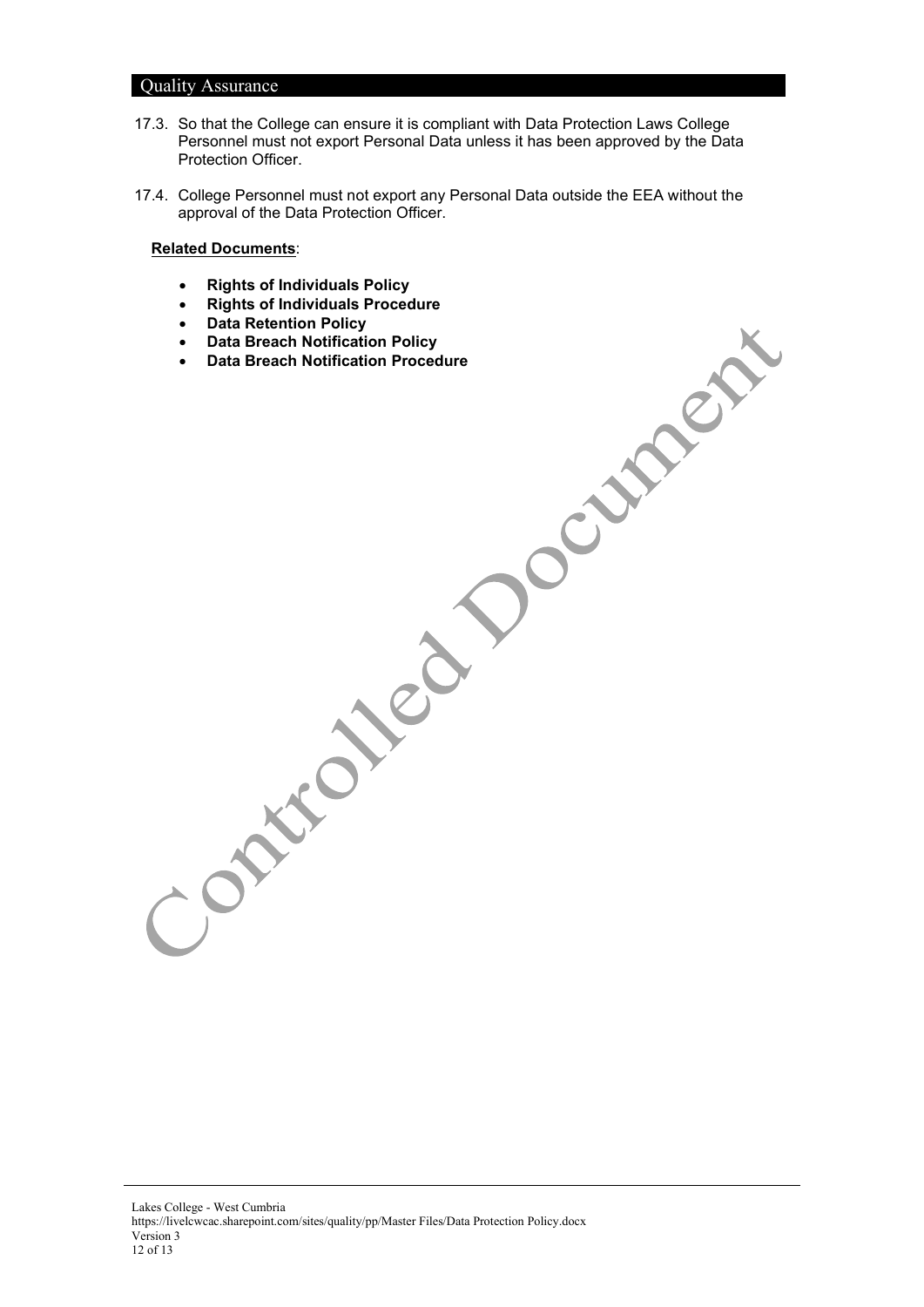17.3. So that the College can ensure it is compliant with Data Protection Laws College Personnel must not export Personal Data unless it has been approved by the Data Protection Officer.

17.4. College Personnel must not export any Personal Data outside the EEA without the approval of the Data Protection Officer.

**Related Documents**:

- **Rights of Individuals Policy**
- **Rights of Individuals Procedure**
- **Data Retention Policy**
- **Data Breach Notification Policy**
- **Data Breach Notification Procedure**